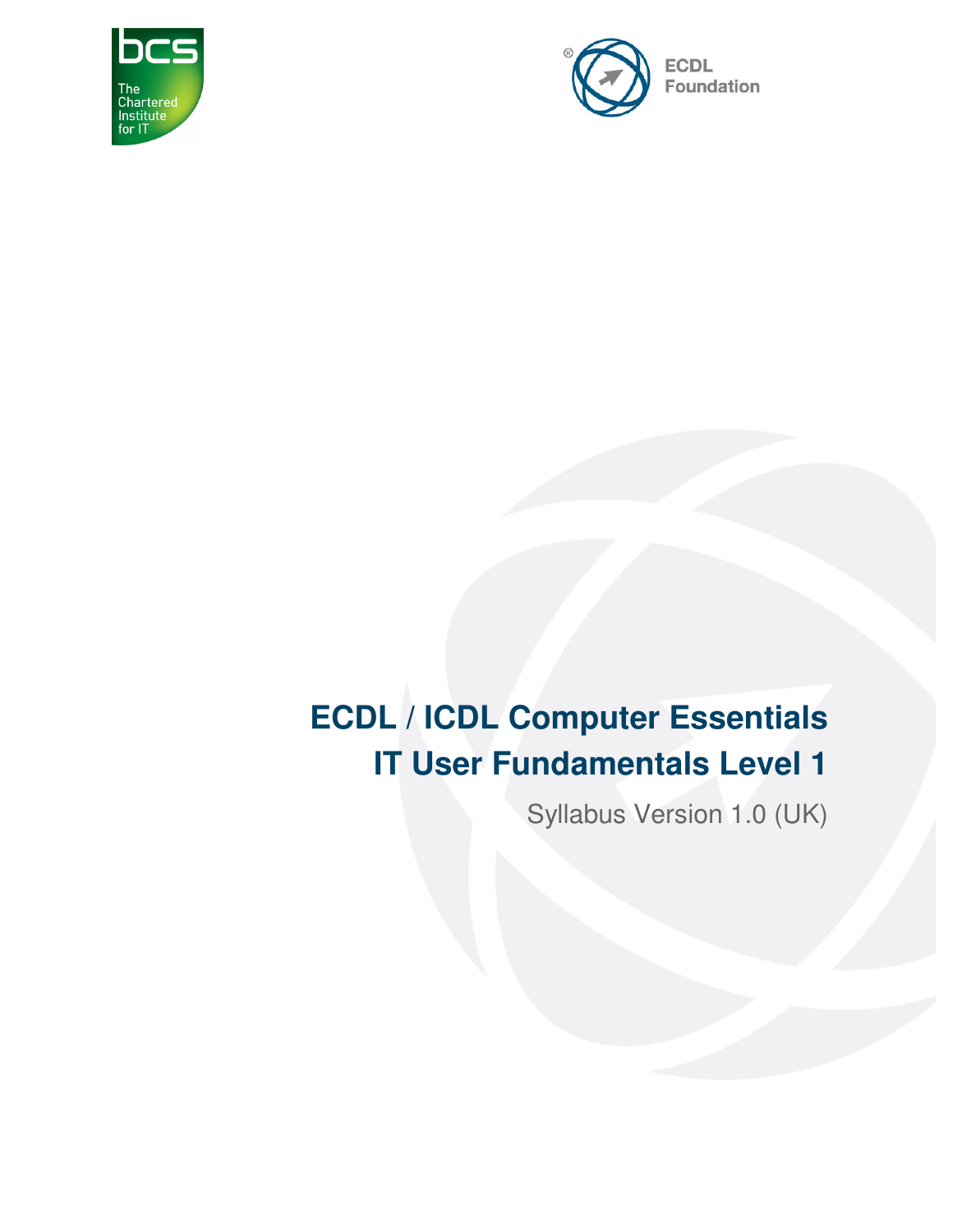# ECDL / ICDL Computer Essentials
# IT User Fundamentals Level 1

Syllabus Version 1.0 (UK)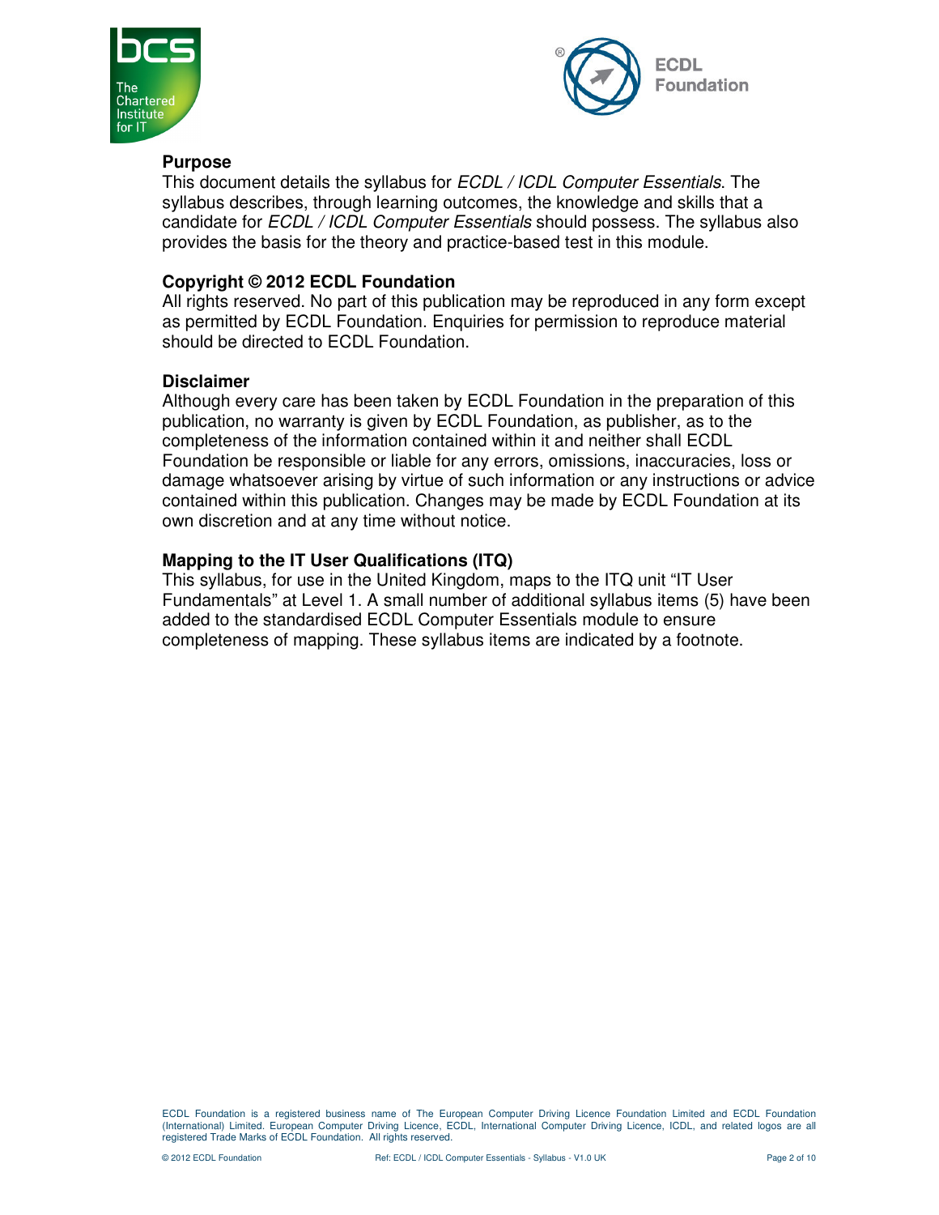## Purpose

This document details the syllabus for *ECDL / ICDL Computer Essentials*. The syllabus describes, through learning outcomes, the knowledge and skills that a candidate for *ECDL / ICDL Computer Essentials* should possess. The syllabus also provides the basis for the theory and practice-based test in this module.

## Copyright © 2012 ECDL Foundation

All rights reserved. No part of this publication may be reproduced in any form except as permitted by ECDL Foundation. Enquiries for permission to reproduce material should be directed to ECDL Foundation.

## Disclaimer

Although every care has been taken by ECDL Foundation in the preparation of this publication, no warranty is given by ECDL Foundation, as publisher, as to the completeness of the information contained within it and neither shall ECDL Foundation be responsible or liable for any errors, omissions, inaccuracies, loss or damage whatsoever arising by virtue of such information or any instructions or advice contained within this publication. Changes may be made by ECDL Foundation at its own discretion and at any time without notice.

## Mapping to the IT User Qualifications (ITQ)

This syllabus, for use in the United Kingdom, maps to the ITQ unit "IT User Fundamentals" at Level 1. A small number of additional syllabus items (5) have been added to the standardised ECDL Computer Essentials module to ensure completeness of mapping. These syllabus items are indicated by a footnote.

ECDL Foundation is a registered business name of The European Computer Driving Licence Foundation Limited and ECDL Foundation (International) Limited. European Computer Driving Licence, ECDL, International Computer Driving Licence, ICDL, and related logos are all registered Trade Marks of ECDL Foundation. All rights reserved.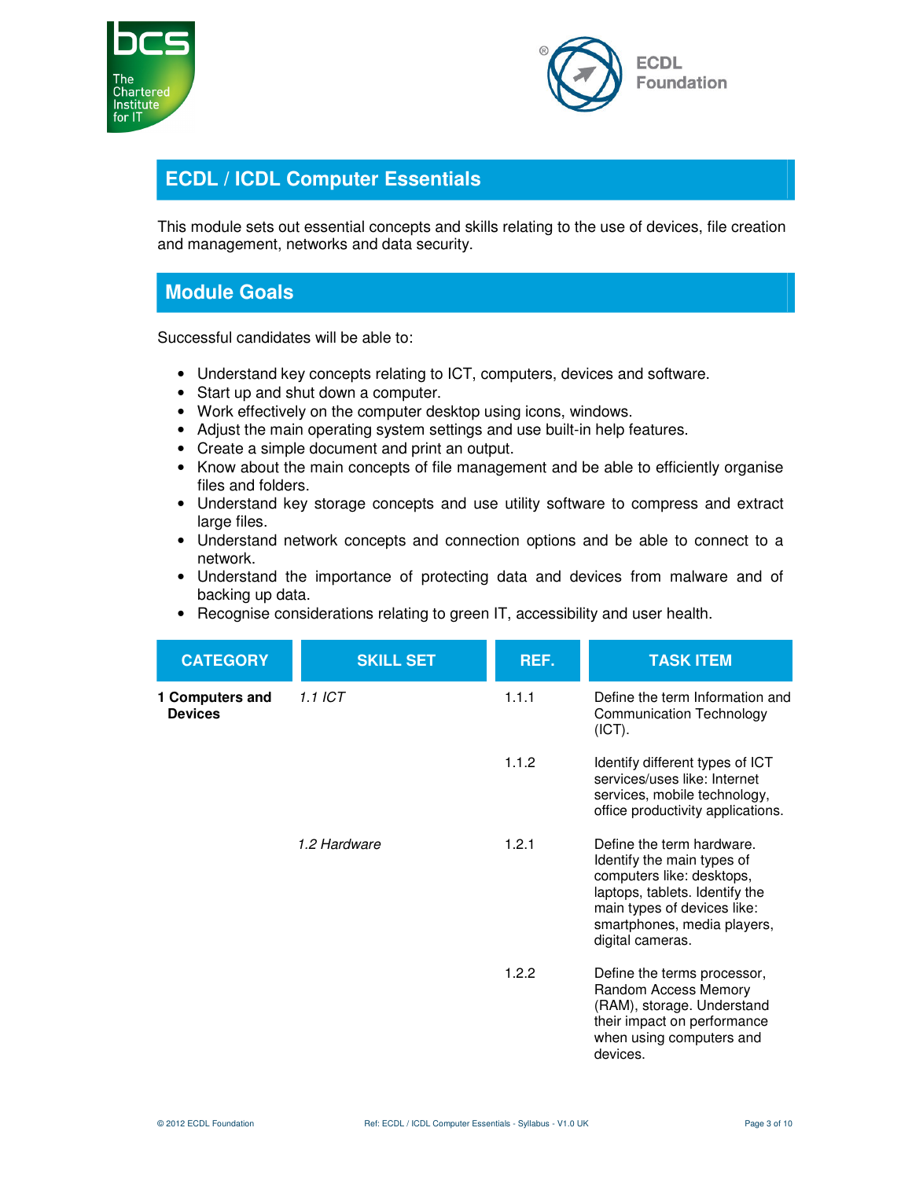## ECDL / ICDL Computer Essentials

This module sets out essential concepts and skills relating to the use of devices, file creation and management, networks and data security.

## Module Goals

Successful candidates will be able to:

- Understand key concepts relating to ICT, computers, devices and software.
- Start up and shut down a computer.
- Work effectively on the computer desktop using icons, windows.
- Adjust the main operating system settings and use built-in help features.
- Create a simple document and print an output.
- Know about the main concepts of file management and be able to efficiently organise files and folders.
- Understand key storage concepts and use utility software to compress and extract large files.
- Understand network concepts and connection options and be able to connect to a network.
- Understand the importance of protecting data and devices from malware and of backing up data.
- Recognise considerations relating to green IT, accessibility and user health.

| CATEGORY | SKILL SET | REF. | TASK ITEM |
|---|---|---|---|
| **1 Computers and Devices** | *1.1 ICT* | 1.1.1 | Define the term Information and Communication Technology (ICT). |
| | | 1.1.2 | Identify different types of ICT services/uses like: Internet services, mobile technology, office productivity applications. |
| | *1.2 Hardware* | 1.2.1 | Define the term hardware. Identify the main types of computers like: desktops, laptops, tablets. Identify the main types of devices like: smartphones, media players, digital cameras. |
| | | 1.2.2 | Define the terms processor, Random Access Memory (RAM), storage. Understand their impact on performance when using computers and devices. |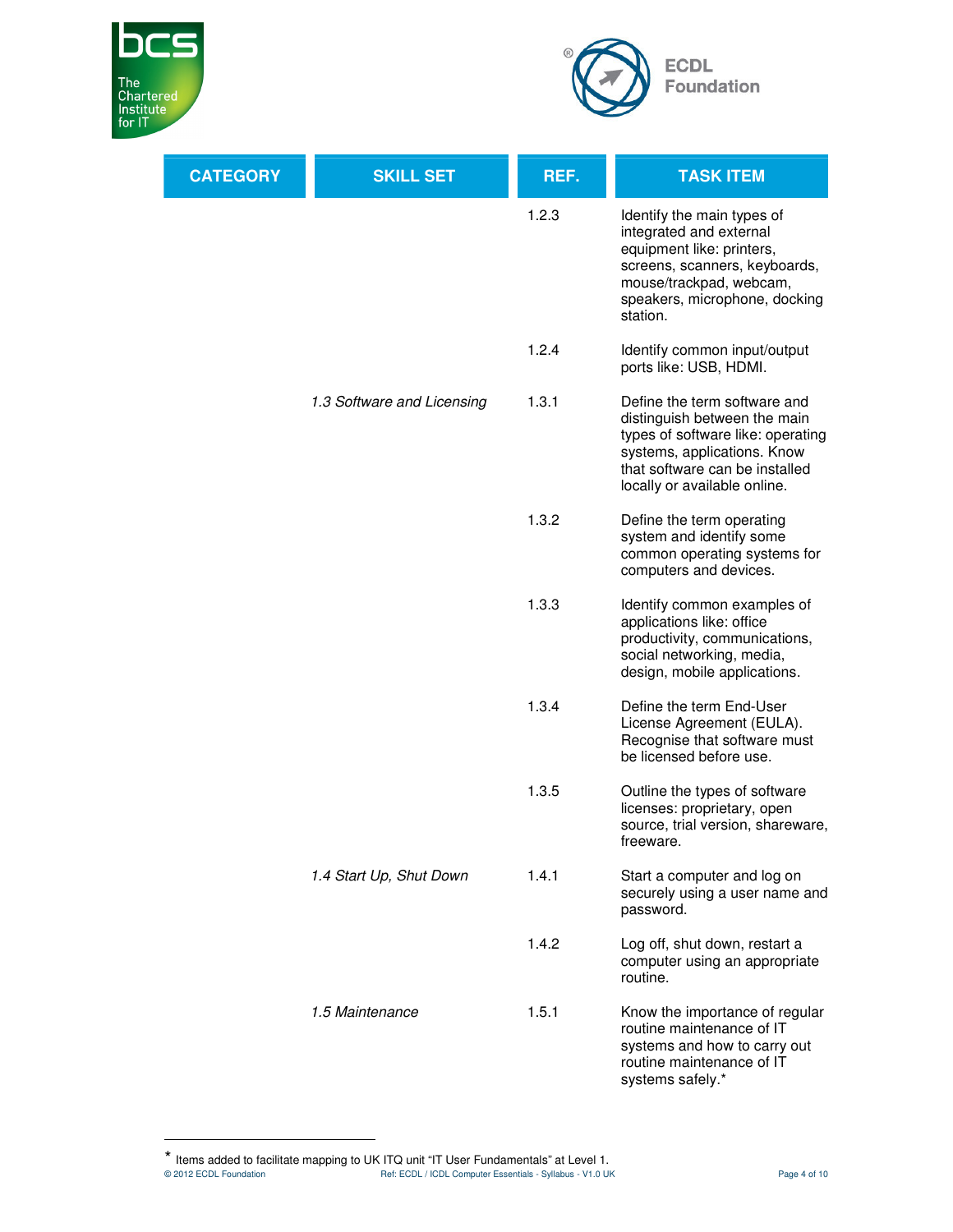| CATEGORY | SKILL SET | REF. | TASK ITEM |
| --- | --- | --- | --- |
| | | 1.2.3 | Identify the main types of integrated and external equipment like: printers, screens, scanners, keyboards, mouse/trackpad, webcam, speakers, microphone, docking station. |
| | | 1.2.4 | Identify common input/output ports like: USB, HDMI. |
| | *1.3 Software and Licensing* | 1.3.1 | Define the term software and distinguish between the main types of software like: operating systems, applications. Know that software can be installed locally or available online. |
| | | 1.3.2 | Define the term operating system and identify some common operating systems for computers and devices. |
| | | 1.3.3 | Identify common examples of applications like: office productivity, communications, social networking, media, design, mobile applications. |
| | | 1.3.4 | Define the term End-User License Agreement (EULA). Recognise that software must be licensed before use. |
| | | 1.3.5 | Outline the types of software licenses: proprietary, open source, trial version, shareware, freeware. |
| | *1.4 Start Up, Shut Down* | 1.4.1 | Start a computer and log on securely using a user name and password. |
| | | 1.4.2 | Log off, shut down, restart a computer using an appropriate routine. |
| | *1.5 Maintenance* | 1.5.1 | Know the importance of regular routine maintenance of IT systems and how to carry out routine maintenance of IT systems safely.* |

* Items added to facilitate mapping to UK ITQ unit "IT User Fundamentals" at Level 1.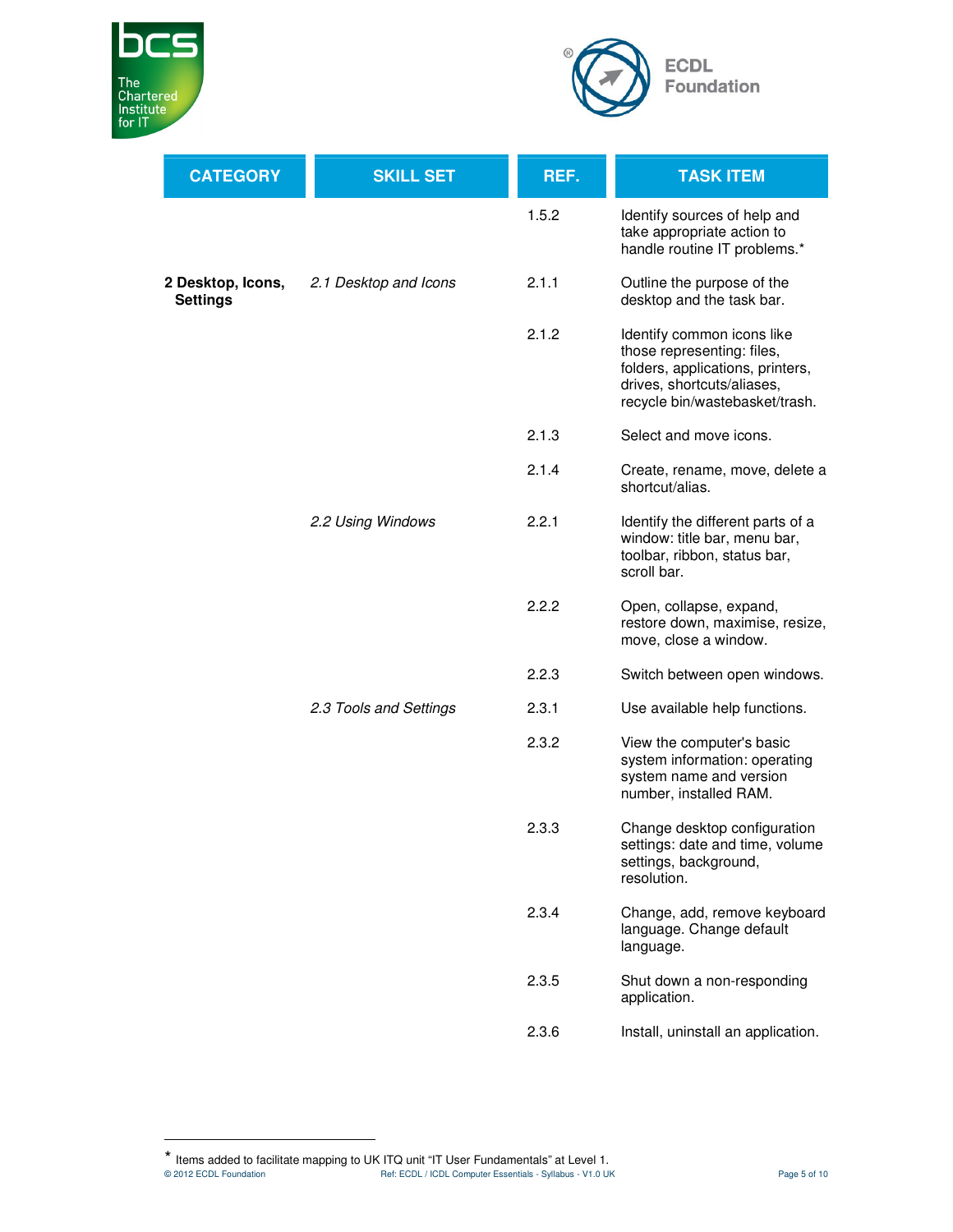| CATEGORY | SKILL SET | REF. | TASK ITEM |
|---|---|---|---|
| | | 1.5.2 | Identify sources of help and take appropriate action to handle routine IT problems.* |
| **2 Desktop, Icons, Settings** | *2.1 Desktop and Icons* | 2.1.1 | Outline the purpose of the desktop and the task bar. |
| | | 2.1.2 | Identify common icons like those representing: files, folders, applications, printers, drives, shortcuts/aliases, recycle bin/wastebasket/trash. |
| | | 2.1.3 | Select and move icons. |
| | | 2.1.4 | Create, rename, move, delete a shortcut/alias. |
| | *2.2 Using Windows* | 2.2.1 | Identify the different parts of a window: title bar, menu bar, toolbar, ribbon, status bar, scroll bar. |
| | | 2.2.2 | Open, collapse, expand, restore down, maximise, resize, move, close a window. |
| | | 2.2.3 | Switch between open windows. |
| | *2.3 Tools and Settings* | 2.3.1 | Use available help functions. |
| | | 2.3.2 | View the computer's basic system information: operating system name and version number, installed RAM. |
| | | 2.3.3 | Change desktop configuration settings: date and time, volume settings, background, resolution. |
| | | 2.3.4 | Change, add, remove keyboard language. Change default language. |
| | | 2.3.5 | Shut down a non-responding application. |
| | | 2.3.6 | Install, uninstall an application. |

* Items added to facilitate mapping to UK ITQ unit "IT User Fundamentals" at Level 1.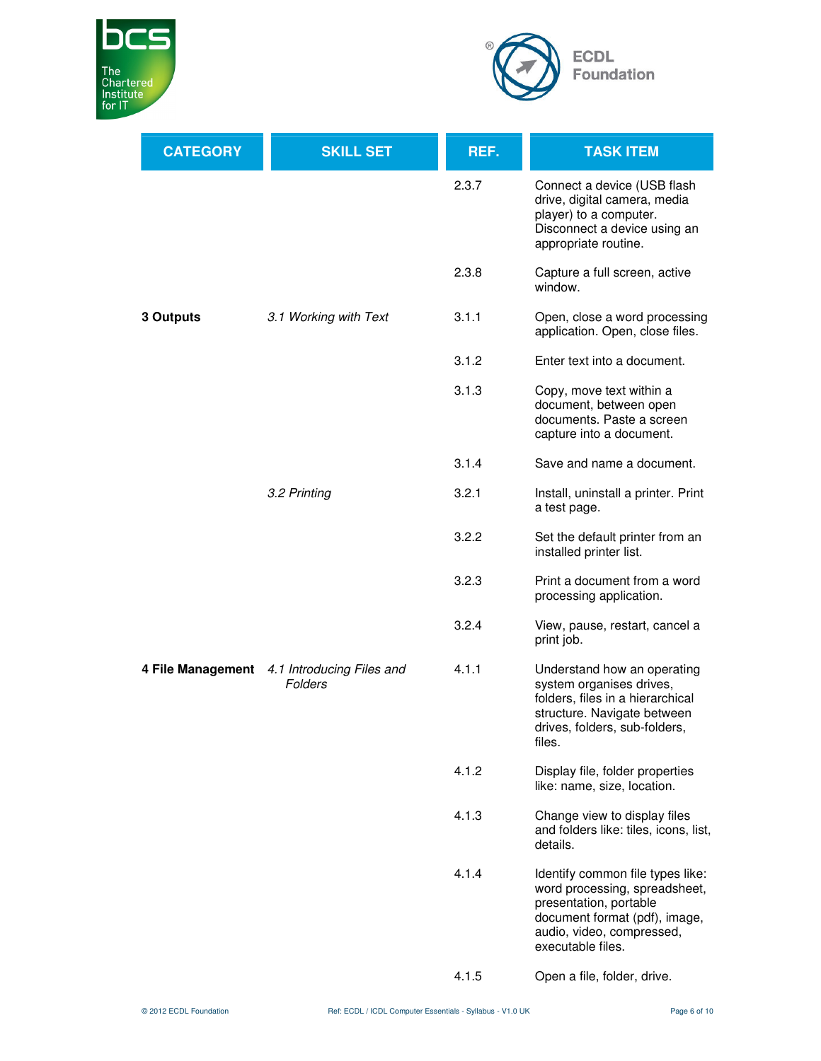| CATEGORY | SKILL SET | REF. | TASK ITEM |
|---|---|---|---|
| | | 2.3.7 | Connect a device (USB flash drive, digital camera, media player) to a computer. Disconnect a device using an appropriate routine. |
| | | 2.3.8 | Capture a full screen, active window. |
| **3 Outputs** | *3.1 Working with Text* | 3.1.1 | Open, close a word processing application. Open, close files. |
| | | 3.1.2 | Enter text into a document. |
| | | 3.1.3 | Copy, move text within a document, between open documents. Paste a screen capture into a document. |
| | | 3.1.4 | Save and name a document. |
| | *3.2 Printing* | 3.2.1 | Install, uninstall a printer. Print a test page. |
| | | 3.2.2 | Set the default printer from an installed printer list. |
| | | 3.2.3 | Print a document from a word processing application. |
| | | 3.2.4 | View, pause, restart, cancel a print job. |
| **4 File Management** | *4.1 Introducing Files and Folders* | 4.1.1 | Understand how an operating system organises drives, folders, files in a hierarchical structure. Navigate between drives, folders, sub-folders, files. |
| | | 4.1.2 | Display file, folder properties like: name, size, location. |
| | | 4.1.3 | Change view to display files and folders like: tiles, icons, list, details. |
| | | 4.1.4 | Identify common file types like: word processing, spreadsheet, presentation, portable document format (pdf), image, audio, video, compressed, executable files. |
| | | 4.1.5 | Open a file, folder, drive. |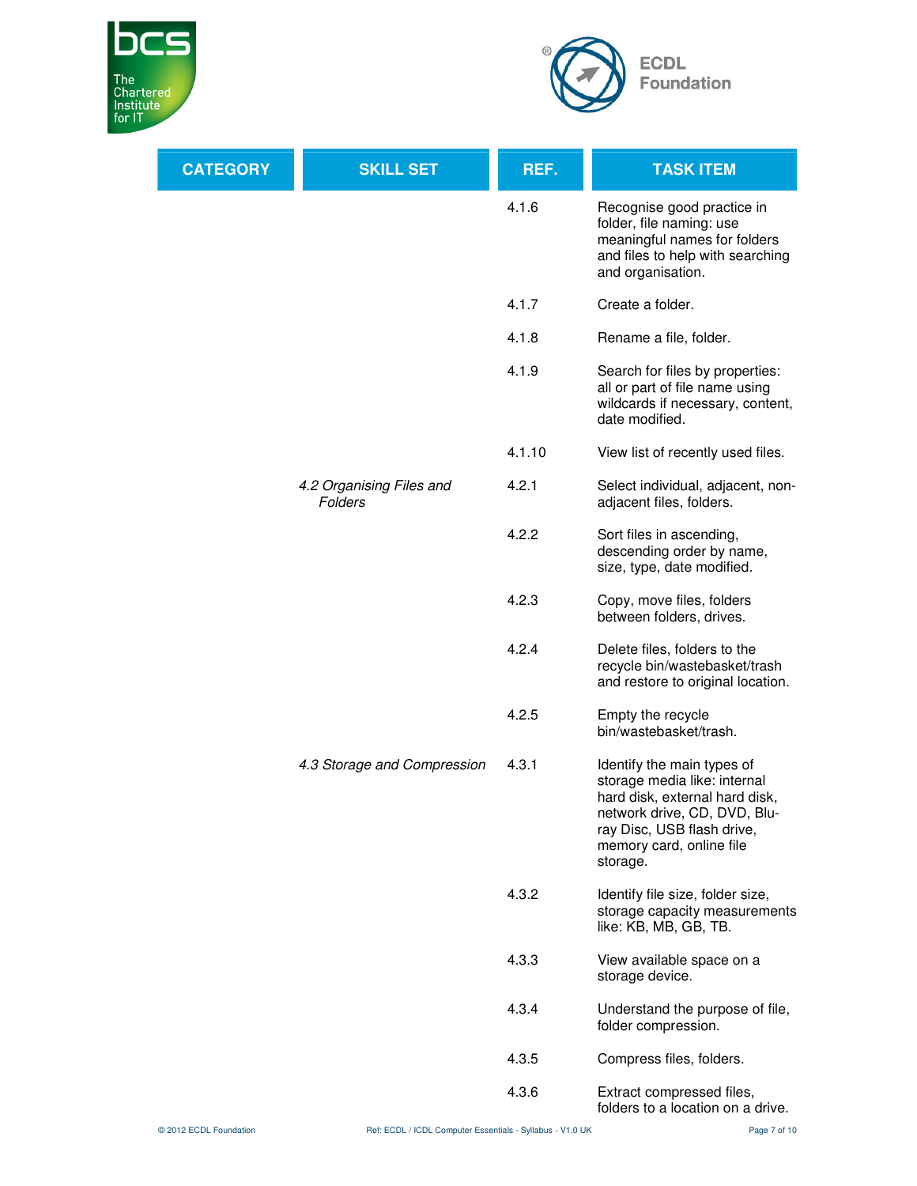| CATEGORY | SKILL SET | REF. | TASK ITEM |
|---|---|---|---|
| | | 4.1.6 | Recognise good practice in folder, file naming: use meaningful names for folders and files to help with searching and organisation. |
| | | 4.1.7 | Create a folder. |
| | | 4.1.8 | Rename a file, folder. |
| | | 4.1.9 | Search for files by properties: all or part of file name using wildcards if necessary, content, date modified. |
| | | 4.1.10 | View list of recently used files. |
| | *4.2 Organising Files and Folders* | 4.2.1 | Select individual, adjacent, non-adjacent files, folders. |
| | | 4.2.2 | Sort files in ascending, descending order by name, size, type, date modified. |
| | | 4.2.3 | Copy, move files, folders between folders, drives. |
| | | 4.2.4 | Delete files, folders to the recycle bin/wastebasket/trash and restore to original location. |
| | | 4.2.5 | Empty the recycle bin/wastebasket/trash. |
| | *4.3 Storage and Compression* | 4.3.1 | Identify the main types of storage media like: internal hard disk, external hard disk, network drive, CD, DVD, Blu-ray Disc, USB flash drive, memory card, online file storage. |
| | | 4.3.2 | Identify file size, folder size, storage capacity measurements like: KB, MB, GB, TB. |
| | | 4.3.3 | View available space on a storage device. |
| | | 4.3.4 | Understand the purpose of file, folder compression. |
| | | 4.3.5 | Compress files, folders. |
| | | 4.3.6 | Extract compressed files, folders to a location on a drive. |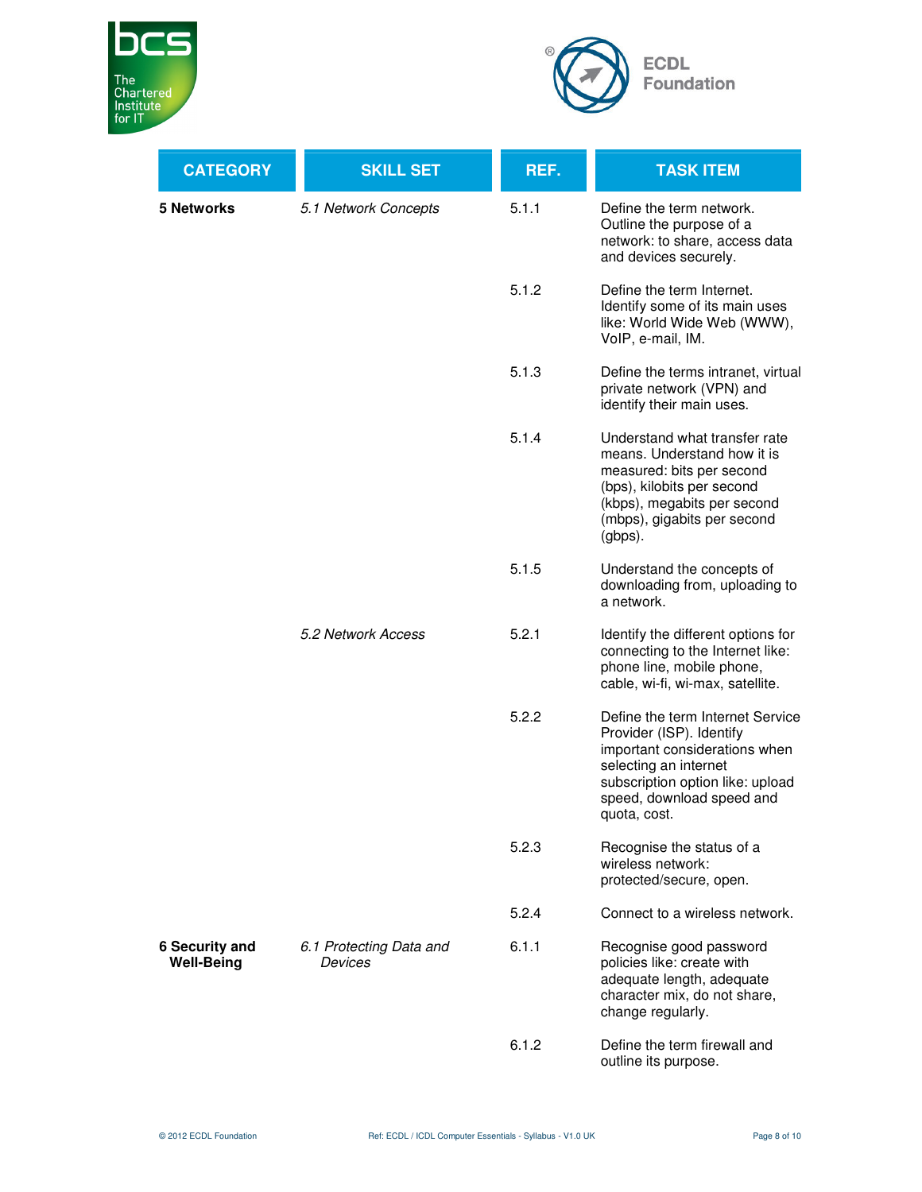| CATEGORY | SKILL SET | REF. | TASK ITEM |
|---|---|---|---|
| **5 Networks** | *5.1 Network Concepts* | 5.1.1 | Define the term network. Outline the purpose of a network: to share, access data and devices securely. |
| | | 5.1.2 | Define the term Internet. Identify some of its main uses like: World Wide Web (WWW), VoIP, e-mail, IM. |
| | | 5.1.3 | Define the terms intranet, virtual private network (VPN) and identify their main uses. |
| | | 5.1.4 | Understand what transfer rate means. Understand how it is measured: bits per second (bps), kilobits per second (kbps), megabits per second (mbps), gigabits per second (gbps). |
| | | 5.1.5 | Understand the concepts of downloading from, uploading to a network. |
| | *5.2 Network Access* | 5.2.1 | Identify the different options for connecting to the Internet like: phone line, mobile phone, cable, wi-fi, wi-max, satellite. |
| | | 5.2.2 | Define the term Internet Service Provider (ISP). Identify important considerations when selecting an internet subscription option like: upload speed, download speed and quota, cost. |
| | | 5.2.3 | Recognise the status of a wireless network: protected/secure, open. |
| | | 5.2.4 | Connect to a wireless network. |
| **6 Security and Well-Being** | *6.1 Protecting Data and Devices* | 6.1.1 | Recognise good password policies like: create with adequate length, adequate character mix, do not share, change regularly. |
| | | 6.1.2 | Define the term firewall and outline its purpose. |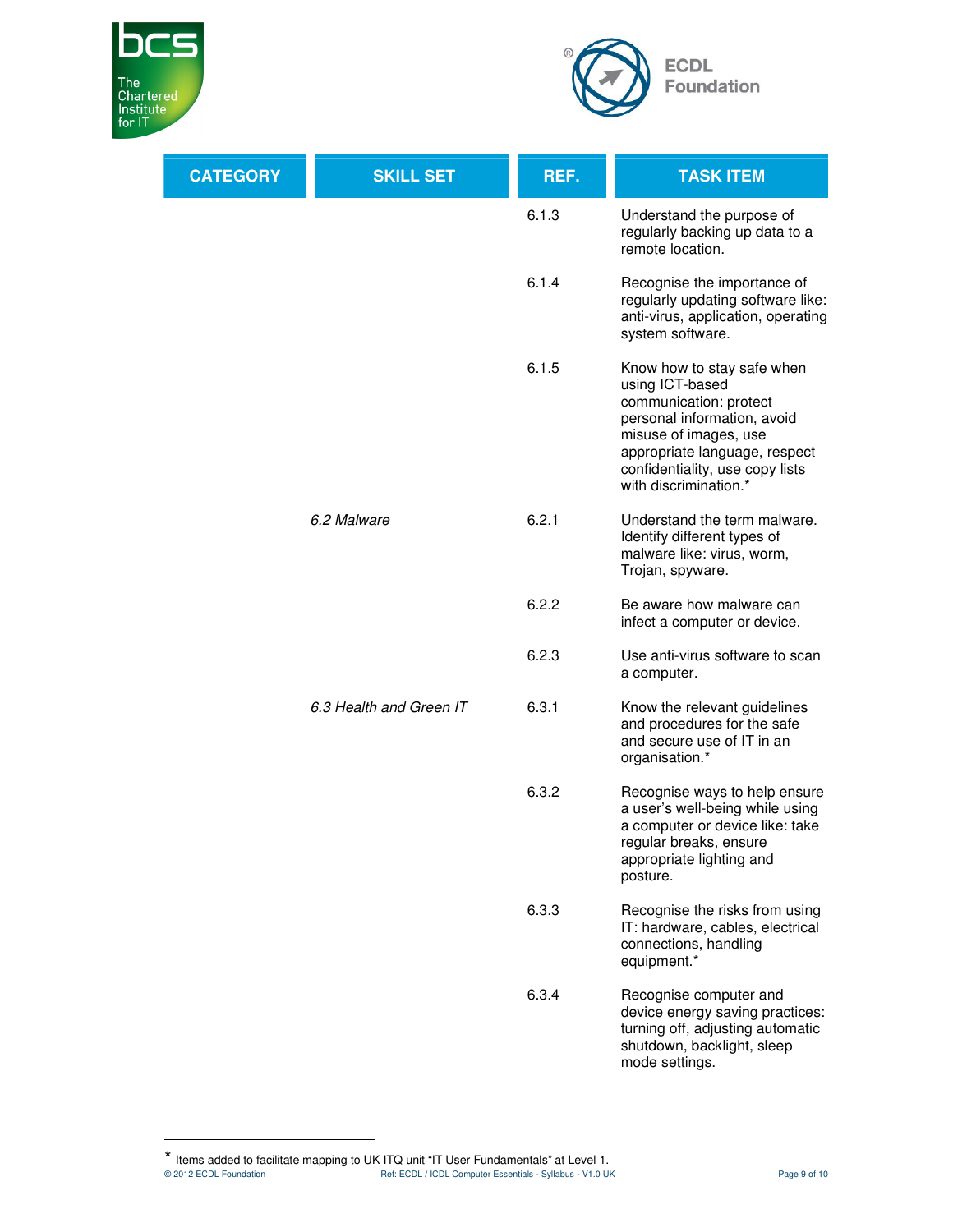| CATEGORY | SKILL SET | REF. | TASK ITEM |
| --- | --- | --- | --- |
| | | 6.1.3 | Understand the purpose of regularly backing up data to a remote location. |
| | | 6.1.4 | Recognise the importance of regularly updating software like: anti-virus, application, operating system software. |
| | | 6.1.5 | Know how to stay safe when using ICT-based communication: protect personal information, avoid misuse of images, use appropriate language, respect confidentiality, use copy lists with discrimination.* |
| | *6.2 Malware* | 6.2.1 | Understand the term malware. Identify different types of malware like: virus, worm, Trojan, spyware. |
| | | 6.2.2 | Be aware how malware can infect a computer or device. |
| | | 6.2.3 | Use anti-virus software to scan a computer. |
| | *6.3 Health and Green IT* | 6.3.1 | Know the relevant guidelines and procedures for the safe and secure use of IT in an organisation.* |
| | | 6.3.2 | Recognise ways to help ensure a user's well-being while using a computer or device like: take regular breaks, ensure appropriate lighting and posture. |
| | | 6.3.3 | Recognise the risks from using IT: hardware, cables, electrical connections, handling equipment.* |
| | | 6.3.4 | Recognise computer and device energy saving practices: turning off, adjusting automatic shutdown, backlight, sleep mode settings. |

* Items added to facilitate mapping to UK ITQ unit "IT User Fundamentals" at Level 1.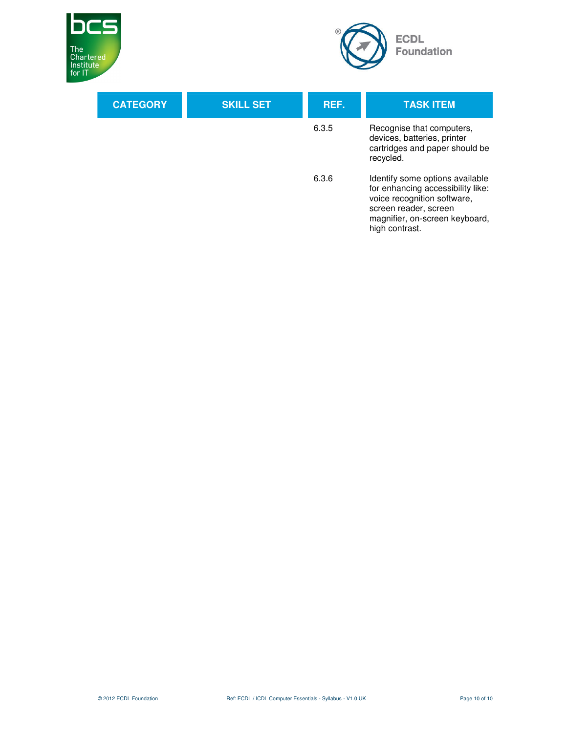| CATEGORY | SKILL SET | REF. | TASK ITEM |
|---|---|---|---|
| | | 6.3.5 | Recognise that computers, devices, batteries, printer cartridges and paper should be recycled. |
| | | 6.3.6 | Identify some options available for enhancing accessibility like: voice recognition software, screen reader, screen magnifier, on-screen keyboard, high contrast. |